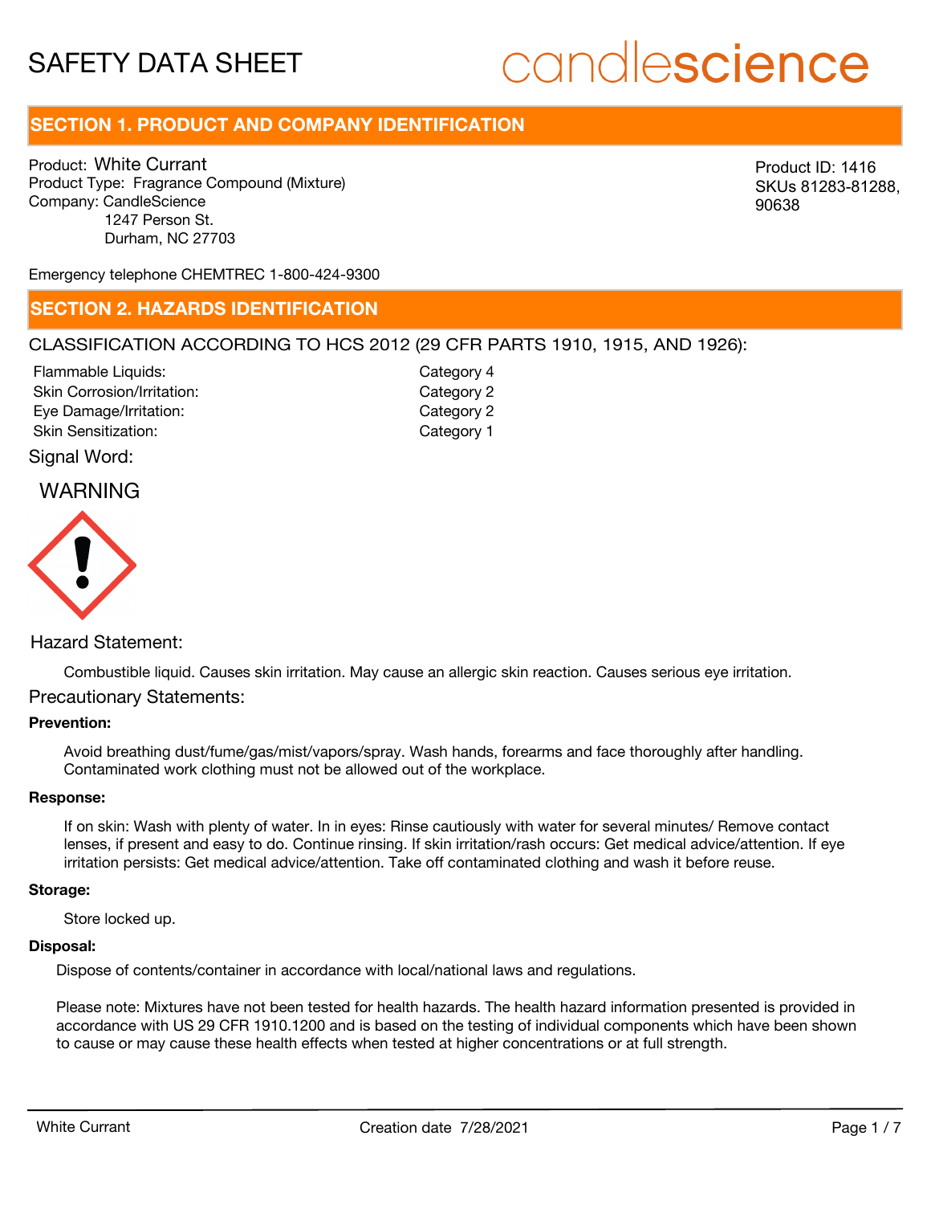# SAFETY DATA SHEET

candlescience

## SECTION 1. PRODUCT AND COMPANY IDENTIFICATION

Product: White Currant
Product Type: Fragrance Compound (Mixture)
Company: CandleScience
1247 Person St.
Durham, NC 27703

Product ID: 1416
SKUs 81283-81288, 90638

Emergency telephone CHEMTREC 1-800-424-9300

## SECTION 2. HAZARDS IDENTIFICATION

CLASSIFICATION ACCORDING TO HCS 2012 (29 CFR PARTS 1910, 1915, AND 1926):

| | |
|---|---|
| Flammable Liquids: | Category 4 |
| Skin Corrosion/Irritation: | Category 2 |
| Eye Damage/Irritation: | Category 2 |
| Skin Sensitization: | Category 1 |

Signal Word:

WARNING

Hazard Statement:

Combustible liquid. Causes skin irritation. May cause an allergic skin reaction. Causes serious eye irritation.

Precautionary Statements:

**Prevention:**

Avoid breathing dust/fume/gas/mist/vapors/spray. Wash hands, forearms and face thoroughly after handling. Contaminated work clothing must not be allowed out of the workplace.

**Response:**

If on skin: Wash with plenty of water. In in eyes: Rinse cautiously with water for several minutes/ Remove contact lenses, if present and easy to do. Continue rinsing. If skin irritation/rash occurs: Get medical advice/attention. If eye irritation persists: Get medical advice/attention. Take off contaminated clothing and wash it before reuse.

**Storage:**

Store locked up.

**Disposal:**

Dispose of contents/container in accordance with local/national laws and regulations.

Please note: Mixtures have not been tested for health hazards. The health hazard information presented is provided in accordance with US 29 CFR 1910.1200 and is based on the testing of individual components which have been shown to cause or may cause these health effects when tested at higher concentrations or at full strength.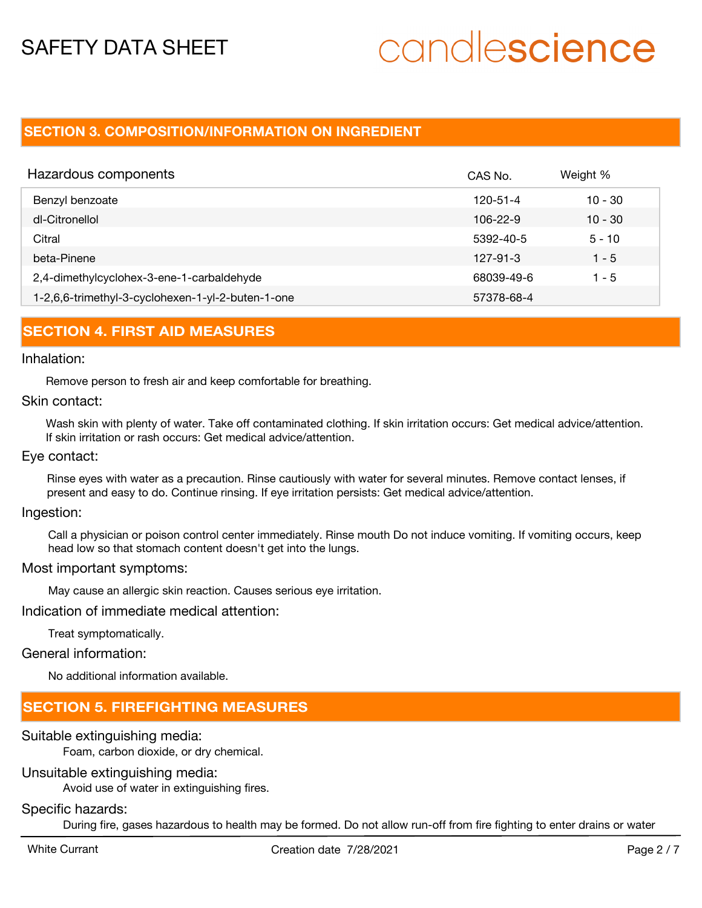## SECTION 3. COMPOSITION/INFORMATION ON INGREDIENT

| Hazardous components | CAS No. | Weight % |
|---|---|---|
| Benzyl benzoate | 120-51-4 | 10 - 30 |
| dl-Citronellol | 106-22-9 | 10 - 30 |
| Citral | 5392-40-5 | 5 - 10 |
| beta-Pinene | 127-91-3 | 1 - 5 |
| 2,4-dimethylcyclohex-3-ene-1-carbaldehyde | 68039-49-6 | 1 - 5 |
| 1-2,6,6-trimethyl-3-cyclohexen-1-yl-2-buten-1-one | 57378-68-4 | |

## SECTION 4. FIRST AID MEASURES

Inhalation:

Remove person to fresh air and keep comfortable for breathing.

Skin contact:

Wash skin with plenty of water. Take off contaminated clothing. If skin irritation occurs: Get medical advice/attention. If skin irritation or rash occurs: Get medical advice/attention.

Eye contact:

Rinse eyes with water as a precaution. Rinse cautiously with water for several minutes. Remove contact lenses, if present and easy to do. Continue rinsing. If eye irritation persists: Get medical advice/attention.

Ingestion:

Call a physician or poison control center immediately. Rinse mouth Do not induce vomiting. If vomiting occurs, keep head low so that stomach content doesn't get into the lungs.

Most important symptoms:

May cause an allergic skin reaction. Causes serious eye irritation.

Indication of immediate medical attention:

Treat symptomatically.

General information:

No additional information available.

## SECTION 5. FIREFIGHTING MEASURES

Suitable extinguishing media:

Foam, carbon dioxide, or dry chemical.

Unsuitable extinguishing media:

Avoid use of water in extinguishing fires.

Specific hazards:

During fire, gases hazardous to health may be formed. Do not allow run-off from fire fighting to enter drains or water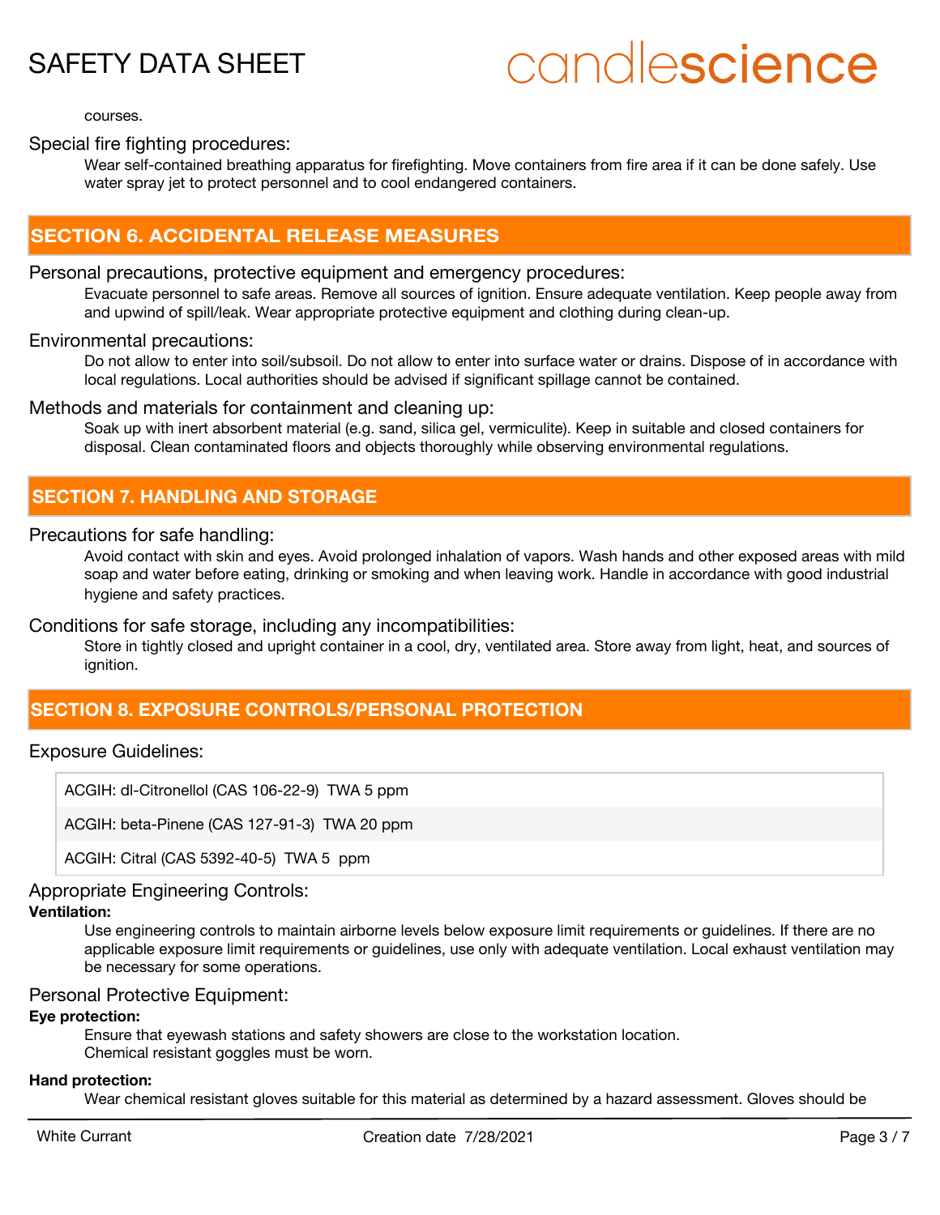courses.

Special fire fighting procedures:

Wear self-contained breathing apparatus for firefighting. Move containers from fire area if it can be done safely. Use water spray jet to protect personnel and to cool endangered containers.

## SECTION 6. ACCIDENTAL RELEASE MEASURES

Personal precautions, protective equipment and emergency procedures:

Evacuate personnel to safe areas. Remove all sources of ignition. Ensure adequate ventilation. Keep people away from and upwind of spill/leak. Wear appropriate protective equipment and clothing during clean-up.

Environmental precautions:

Do not allow to enter into soil/subsoil. Do not allow to enter into surface water or drains. Dispose of in accordance with local regulations. Local authorities should be advised if significant spillage cannot be contained.

Methods and materials for containment and cleaning up:

Soak up with inert absorbent material (e.g. sand, silica gel, vermiculite). Keep in suitable and closed containers for disposal. Clean contaminated floors and objects thoroughly while observing environmental regulations.

## SECTION 7. HANDLING AND STORAGE

Precautions for safe handling:

Avoid contact with skin and eyes. Avoid prolonged inhalation of vapors. Wash hands and other exposed areas with mild soap and water before eating, drinking or smoking and when leaving work. Handle in accordance with good industrial hygiene and safety practices.

Conditions for safe storage, including any incompatibilities:

Store in tightly closed and upright container in a cool, dry, ventilated area. Store away from light, heat, and sources of ignition.

## SECTION 8. EXPOSURE CONTROLS/PERSONAL PROTECTION

Exposure Guidelines:

| |
|---|
| ACGIH: dl-Citronellol (CAS 106-22-9) TWA 5 ppm |
| ACGIH: beta-Pinene (CAS 127-91-3) TWA 20 ppm |
| ACGIH: Citral (CAS 5392-40-5) TWA 5 ppm |

Appropriate Engineering Controls:

**Ventilation:**

Use engineering controls to maintain airborne levels below exposure limit requirements or guidelines. If there are no applicable exposure limit requirements or guidelines, use only with adequate ventilation. Local exhaust ventilation may be necessary for some operations.

Personal Protective Equipment:

**Eye protection:**

Ensure that eyewash stations and safety showers are close to the workstation location.
Chemical resistant goggles must be worn.

**Hand protection:**

Wear chemical resistant gloves suitable for this material as determined by a hazard assessment. Gloves should be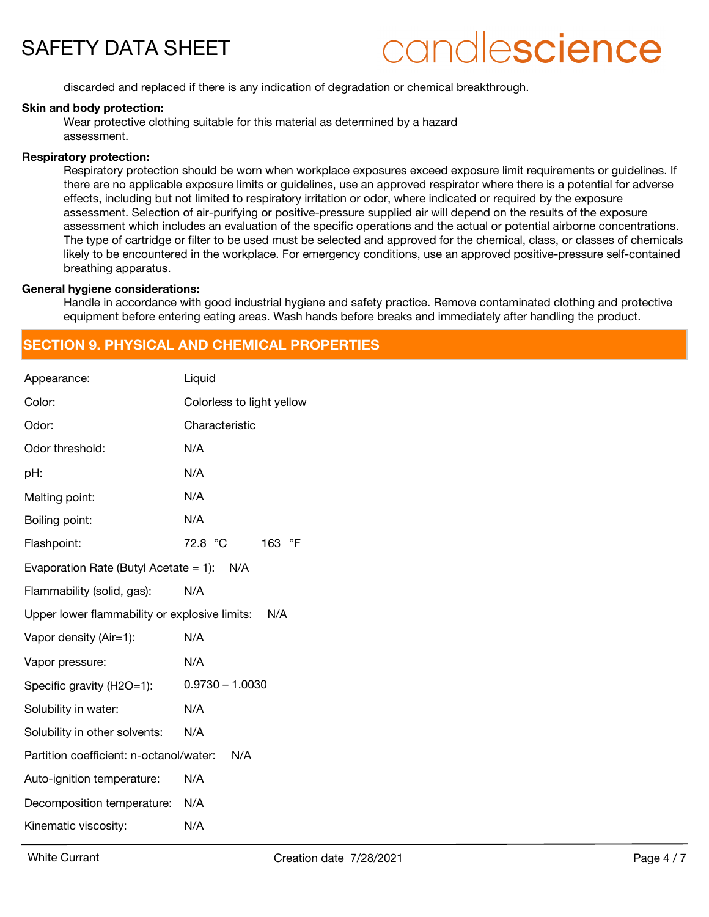discarded and replaced if there is any indication of degradation or chemical breakthrough.

**Skin and body protection:**

Wear protective clothing suitable for this material as determined by a hazard assessment.

**Respiratory protection:**

Respiratory protection should be worn when workplace exposures exceed exposure limit requirements or guidelines. If there are no applicable exposure limits or guidelines, use an approved respirator where there is a potential for adverse effects, including but not limited to respiratory irritation or odor, where indicated or required by the exposure assessment. Selection of air-purifying or positive-pressure supplied air will depend on the results of the exposure assessment which includes an evaluation of the specific operations and the actual or potential airborne concentrations. The type of cartridge or filter to be used must be selected and approved for the chemical, class, or classes of chemicals likely to be encountered in the workplace. For emergency conditions, use an approved positive-pressure self-contained breathing apparatus.

**General hygiene considerations:**

Handle in accordance with good industrial hygiene and safety practice. Remove contaminated clothing and protective equipment before entering eating areas. Wash hands before breaks and immediately after handling the product.

## SECTION 9. PHYSICAL AND CHEMICAL PROPERTIES

| Property | Value |
|---|---|
| Appearance: | Liquid |
| Color: | Colorless to light yellow |
| Odor: | Characteristic |
| Odor threshold: | N/A |
| pH: | N/A |
| Melting point: | N/A |
| Boiling point: | N/A |
| Flashpoint: | 72.8 °C 163 °F |
| Evaporation Rate (Butyl Acetate = 1): | N/A |
| Flammability (solid, gas): | N/A |
| Upper lower flammability or explosive limits: | N/A |
| Vapor density (Air=1): | N/A |
| Vapor pressure: | N/A |
| Specific gravity (H2O=1): | 0.9730 – 1.0030 |
| Solubility in water: | N/A |
| Solubility in other solvents: | N/A |
| Partition coefficient: n-octanol/water: | N/A |
| Auto-ignition temperature: | N/A |
| Decomposition temperature: | N/A |
| Kinematic viscosity: | N/A |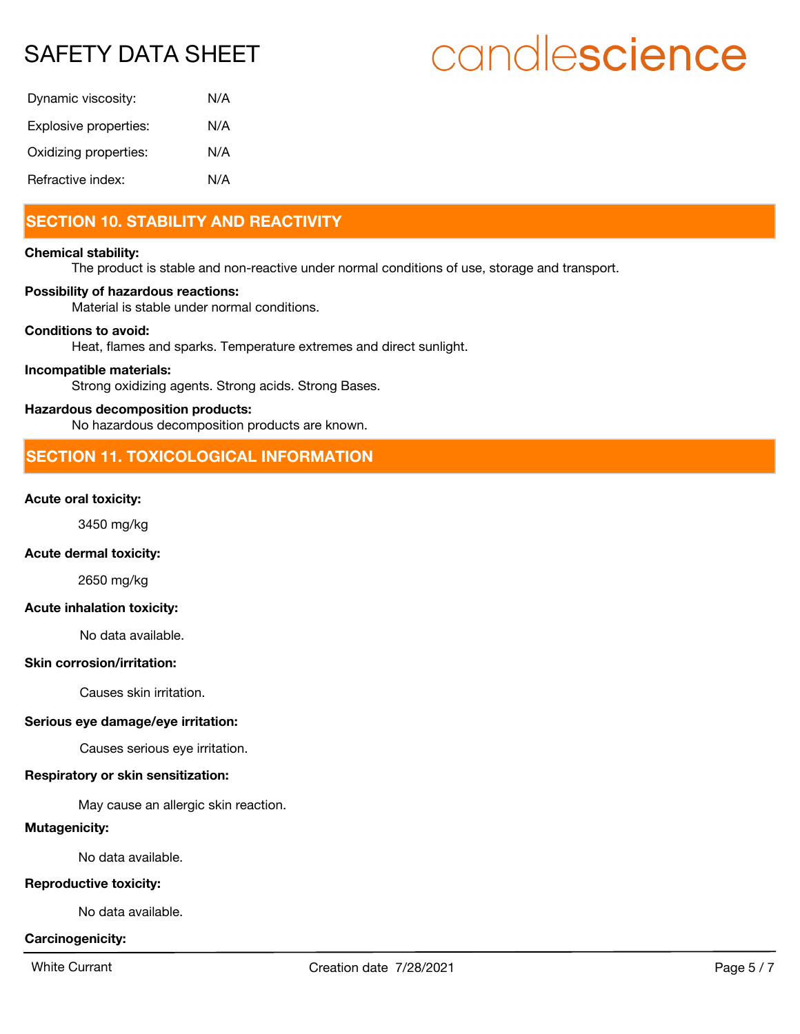| | |
|---|---|
| Dynamic viscosity: | N/A |
| Explosive properties: | N/A |
| Oxidizing properties: | N/A |
| Refractive index: | N/A |

## SECTION 10. STABILITY AND REACTIVITY

**Chemical stability:**

The product is stable and non-reactive under normal conditions of use, storage and transport.

**Possibility of hazardous reactions:**

Material is stable under normal conditions.

**Conditions to avoid:**

Heat, flames and sparks. Temperature extremes and direct sunlight.

**Incompatible materials:**

Strong oxidizing agents. Strong acids. Strong Bases.

**Hazardous decomposition products:**

No hazardous decomposition products are known.

## SECTION 11. TOXICOLOGICAL INFORMATION

**Acute oral toxicity:**

3450 mg/kg

**Acute dermal toxicity:**

2650 mg/kg

**Acute inhalation toxicity:**

No data available.

**Skin corrosion/irritation:**

Causes skin irritation.

**Serious eye damage/eye irritation:**

Causes serious eye irritation.

**Respiratory or skin sensitization:**

May cause an allergic skin reaction.

**Mutagenicity:**

No data available.

**Reproductive toxicity:**

No data available.

**Carcinogenicity:**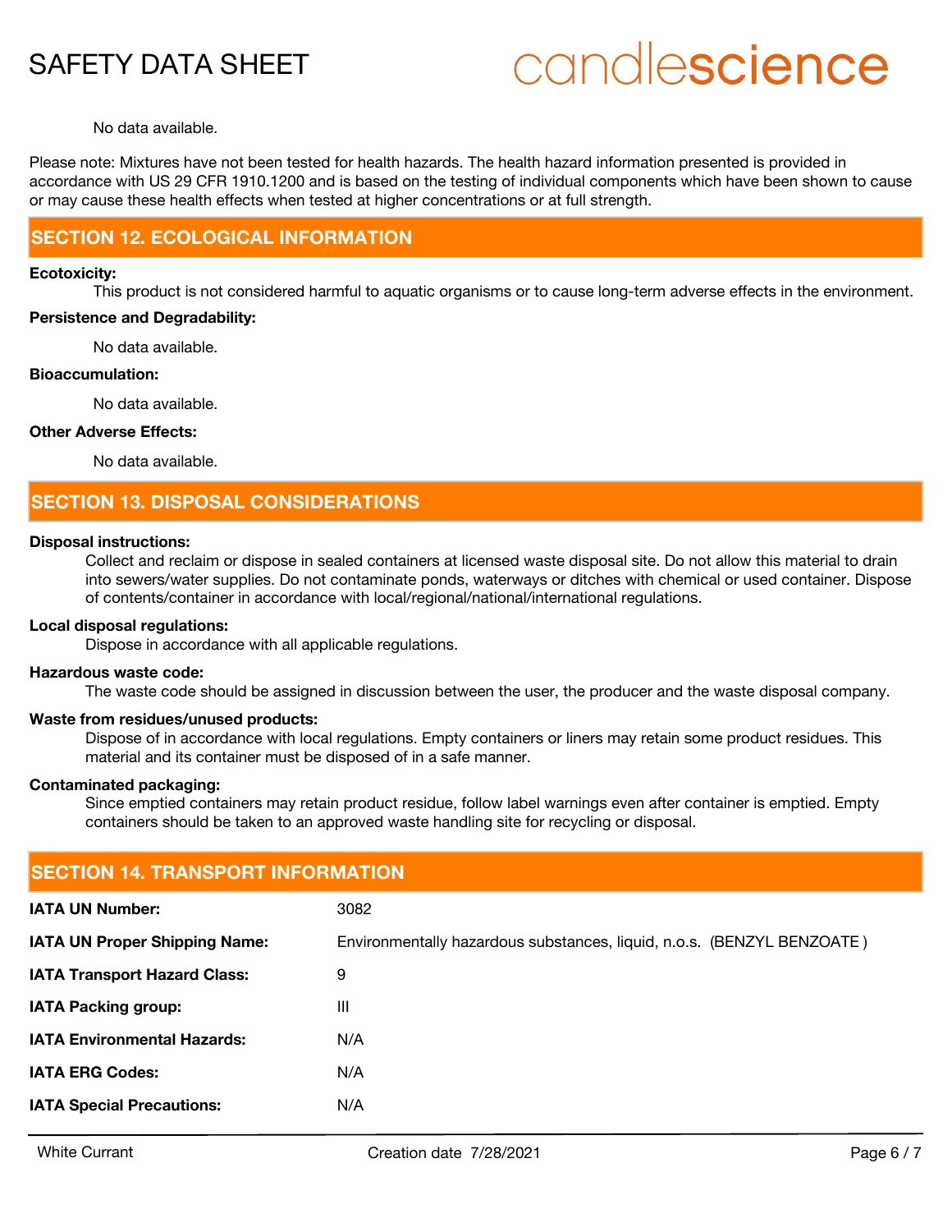No data available.

Please note: Mixtures have not been tested for health hazards. The health hazard information presented is provided in accordance with US 29 CFR 1910.1200 and is based on the testing of individual components which have been shown to cause or may cause these health effects when tested at higher concentrations or at full strength.

## SECTION 12. ECOLOGICAL INFORMATION

**Ecotoxicity:**

This product is not considered harmful to aquatic organisms or to cause long-term adverse effects in the environment.

**Persistence and Degradability:**

No data available.

**Bioaccumulation:**

No data available.

**Other Adverse Effects:**

No data available.

## SECTION 13. DISPOSAL CONSIDERATIONS

**Disposal instructions:**

Collect and reclaim or dispose in sealed containers at licensed waste disposal site. Do not allow this material to drain into sewers/water supplies. Do not contaminate ponds, waterways or ditches with chemical or used container. Dispose of contents/container in accordance with local/regional/national/international regulations.

**Local disposal regulations:**

Dispose in accordance with all applicable regulations.

**Hazardous waste code:**

The waste code should be assigned in discussion between the user, the producer and the waste disposal company.

**Waste from residues/unused products:**

Dispose of in accordance with local regulations. Empty containers or liners may retain some product residues. This material and its container must be disposed of in a safe manner.

**Contaminated packaging:**

Since emptied containers may retain product residue, follow label warnings even after container is emptied. Empty containers should be taken to an approved waste handling site for recycling or disposal.

## SECTION 14. TRANSPORT INFORMATION

| | |
|---|---|
| **IATA UN Number:** | 3082 |
| **IATA UN Proper Shipping Name:** | Environmentally hazardous substances, liquid, n.o.s. (BENZYL BENZOATE ) |
| **IATA Transport Hazard Class:** | 9 |
| **IATA Packing group:** | III |
| **IATA Environmental Hazards:** | N/A |
| **IATA ERG Codes:** | N/A |
| **IATA Special Precautions:** | N/A |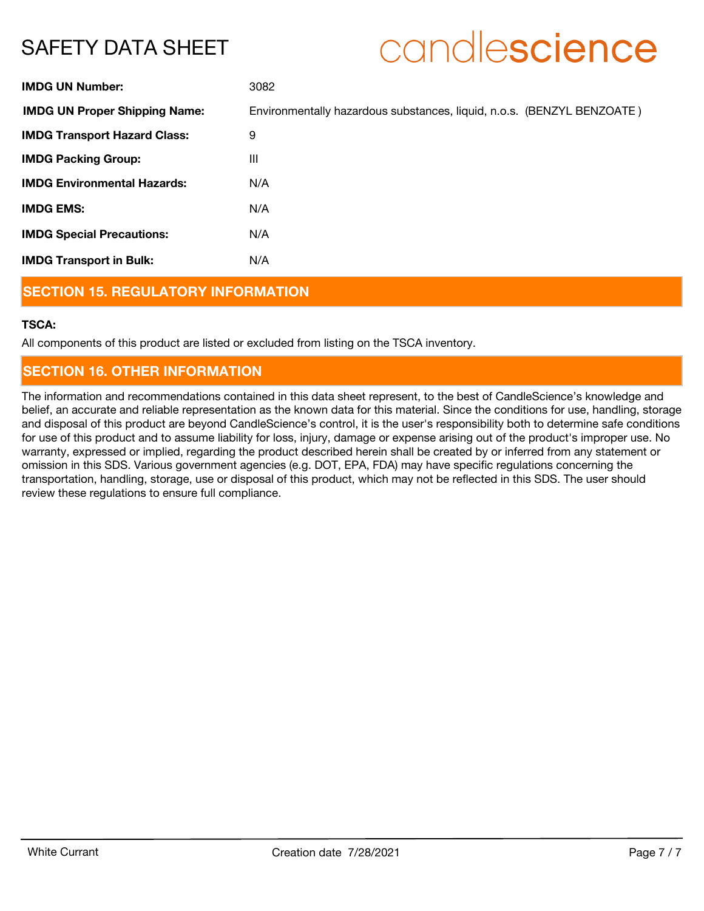| | |
|---|---|
| **IMDG UN Number:** | 3082 |
| **IMDG UN Proper Shipping Name:** | Environmentally hazardous substances, liquid, n.o.s. (BENZYL BENZOATE ) |
| **IMDG Transport Hazard Class:** | 9 |
| **IMDG Packing Group:** | III |
| **IMDG Environmental Hazards:** | N/A |
| **IMDG EMS:** | N/A |
| **IMDG Special Precautions:** | N/A |
| **IMDG Transport in Bulk:** | N/A |

## SECTION 15. REGULATORY INFORMATION

**TSCA:**

All components of this product are listed or excluded from listing on the TSCA inventory.

## SECTION 16. OTHER INFORMATION

The information and recommendations contained in this data sheet represent, to the best of CandleScience's knowledge and belief, an accurate and reliable representation as the known data for this material. Since the conditions for use, handling, storage and disposal of this product are beyond CandleScience's control, it is the user's responsibility both to determine safe conditions for use of this product and to assume liability for loss, injury, damage or expense arising out of the product's improper use. No warranty, expressed or implied, regarding the product described herein shall be created by or inferred from any statement or omission in this SDS. Various government agencies (e.g. DOT, EPA, FDA) may have specific regulations concerning the transportation, handling, storage, use or disposal of this product, which may not be reflected in this SDS. The user should review these regulations to ensure full compliance.